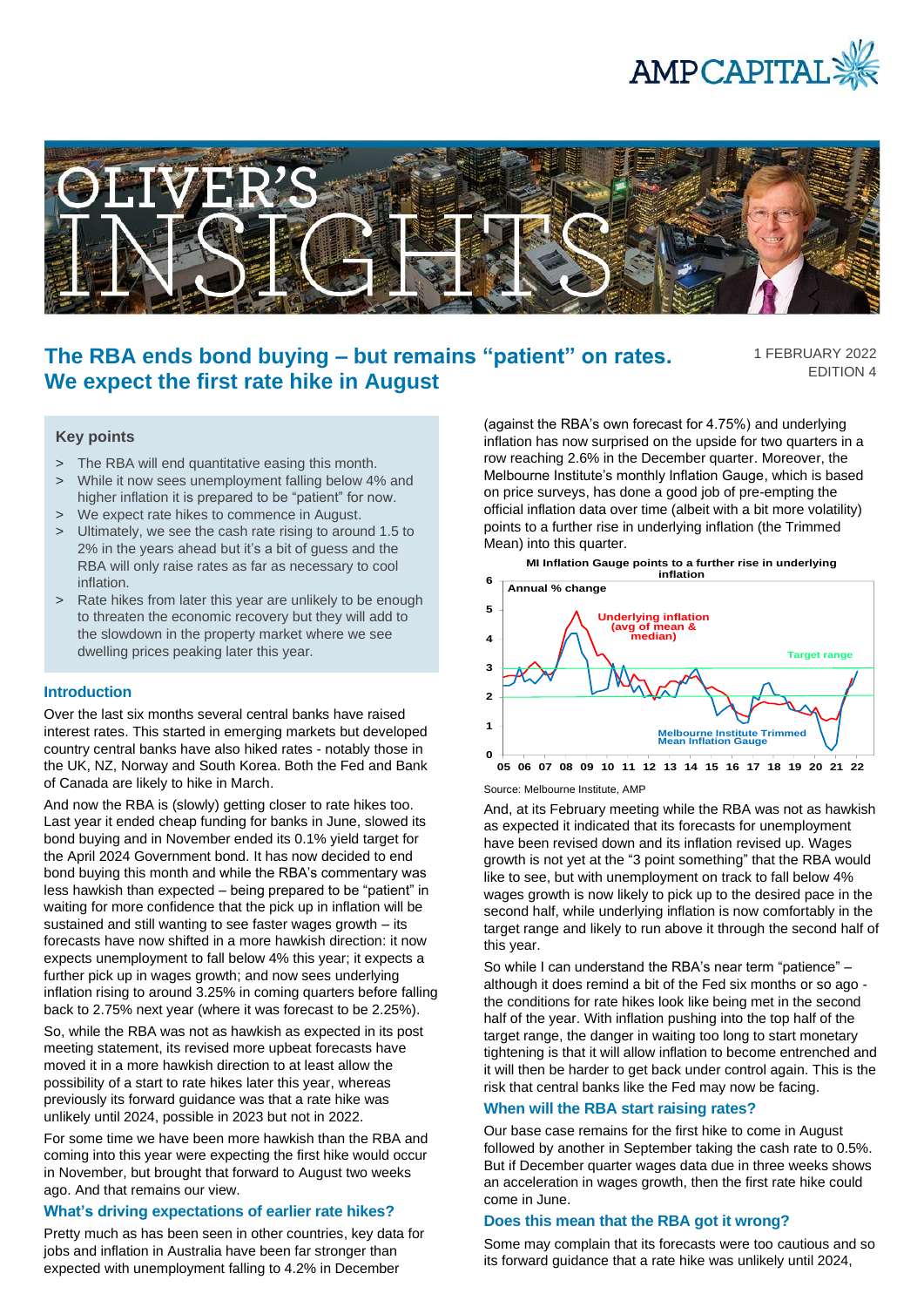# The RBA ends bond buying – but remains "patient" on rates. We expect the first rate hike in August

1 FEBRUARY 2022
EDITION 4

### Key points

- The RBA will end quantitative easing this month.
- While it now sees unemployment falling below 4% and higher inflation it is prepared to be "patient" for now.
- We expect rate hikes to commence in August.
- Ultimately, we see the cash rate rising to around 1.5 to 2% in the years ahead but it's a bit of guess and the RBA will only raise rates as far as necessary to cool inflation.
- Rate hikes from later this year are unlikely to be enough to threaten the economic recovery but they will add to the slowdown in the property market where we see dwelling prices peaking later this year.

## Introduction

Over the last six months several central banks have raised interest rates. This started in emerging markets but developed country central banks have also hiked rates - notably those in the UK, NZ, Norway and South Korea. Both the Fed and Bank of Canada are likely to hike in March.

And now the RBA is (slowly) getting closer to rate hikes too. Last year it ended cheap funding for banks in June, slowed its bond buying and in November ended its 0.1% yield target for the April 2024 Government bond. It has now decided to end bond buying this month and while the RBA's commentary was less hawkish than expected – being prepared to be "patient" in waiting for more confidence that the pick up in inflation will be sustained and still wanting to see faster wages growth – its forecasts have now shifted in a more hawkish direction: it now expects unemployment to fall below 4% this year; it expects a further pick up in wages growth; and now sees underlying inflation rising to around 3.25% in coming quarters before falling back to 2.75% next year (where it was forecast to be 2.25%).

So, while the RBA was not as hawkish as expected in its post meeting statement, its revised more upbeat forecasts have moved it in a more hawkish direction to at least allow the possibility of a start to rate hikes later this year, whereas previously its forward guidance was that a rate hike was unlikely until 2024, possible in 2023 but not in 2022.

For some time we have been more hawkish than the RBA and coming into this year were expecting the first hike would occur in November, but brought that forward to August two weeks ago. And that remains our view.

## What's driving expectations of earlier rate hikes?

Pretty much as has been seen in other countries, key data for jobs and inflation in Australia have been far stronger than expected with unemployment falling to 4.2% in December (against the RBA's own forecast for 4.75%) and underlying inflation has now surprised on the upside for two quarters in a row reaching 2.6% in the December quarter. Moreover, the Melbourne Institute's monthly Inflation Gauge, which is based on price surveys, has done a good job of pre-empting the official inflation data over time (albeit with a bit more volatility) points to a further rise in underlying inflation (the Trimmed Mean) into this quarter.

**MI Inflation Gauge points to a further rise in underlying inflation**

Annual % change; series: Underlying inflation (avg of mean & median), Melbourne Institute Trimmed Mean Inflation Gauge; Target range; 05–22

Source: Melbourne Institute, AMP

And, at its February meeting while the RBA was not as hawkish as expected it indicated that its forecasts for unemployment have been revised down and its inflation revised up. Wages growth is not yet at the "3 point something" that the RBA would like to see, but with unemployment on track to fall below 4% wages growth is now likely to pick up to the desired pace in the second half, while underlying inflation is now comfortably in the target range and likely to run above it through the second half of this year.

So while I can understand the RBA's near term "patience" – although it does remind a bit of the Fed six months or so ago - the conditions for rate hikes look like being met in the second half of the year. With inflation pushing into the top half of the target range, the danger in waiting too long to start monetary tightening is that it will allow inflation to become entrenched and it will then be harder to get back under control again. This is the risk that central banks like the Fed may now be facing.

## When will the RBA start raising rates?

Our base case remains for the first hike to come in August followed by another in September taking the cash rate to 0.5%. But if December quarter wages data due in three weeks shows an acceleration in wages growth, then the first rate hike could come in June.

## Does this mean that the RBA got it wrong?

Some may complain that its forecasts were too cautious and so its forward guidance that a rate hike was unlikely until 2024,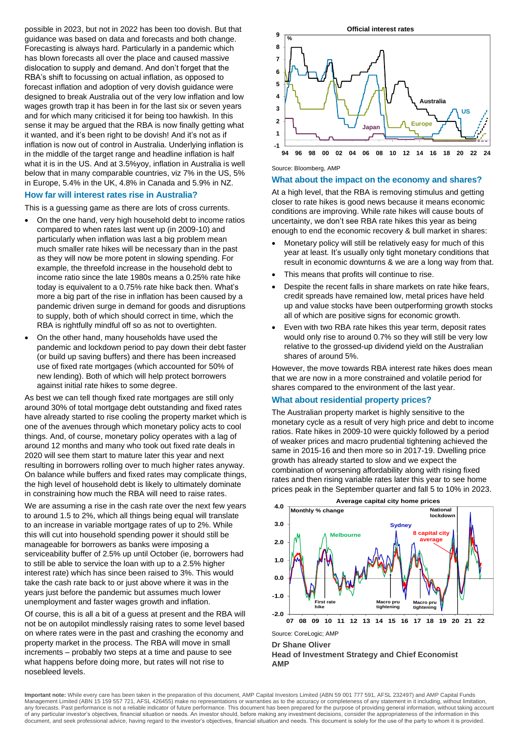possible in 2023, but not in 2022 has been too dovish. But that guidance was based on data and forecasts and both change. Forecasting is always hard. Particularly in a pandemic which has blown forecasts all over the place and caused massive dislocation to supply and demand. And don't forget that the RBA's shift to focussing on actual inflation, as opposed to forecast inflation and adoption of very dovish guidance were designed to break Australia out of the very low inflation and low wages growth trap it has been in for the last six or seven years and for which many criticised it for being too hawkish. In this sense it may be argued that the RBA is now finally getting what it wanted, and it's been right to be dovish! And it's not as if inflation is now out of control in Australia. Underlying inflation is in the middle of the target range and headline inflation is half what it is in the US. And at 3.5%yoy, inflation in Australia is well below that in many comparable countries, viz 7% in the US, 5% in Europe, 5.4% in the UK, 4.8% in Canada and 5.9% in NZ.

## How far will interest rates rise in Australia?

This is a guessing game as there are lots of cross currents.

- On the one hand, very high household debt to income ratios compared to when rates last went up (in 2009-10) and particularly when inflation was last a big problem mean much smaller rate hikes will be necessary than in the past as they will now be more potent in slowing spending. For example, the threefold increase in the household debt to income ratio since the late 1980s means a 0.25% rate hike today is equivalent to a 0.75% rate hike back then. What's more a big part of the rise in inflation has been caused by a pandemic driven surge in demand for goods and disruptions to supply, both of which should correct in time, which the RBA is rightfully mindful off so as not to overtighten.
- On the other hand, many households have used the pandemic and lockdown period to pay down their debt faster (or build up saving buffers) and there has been increased use of fixed rate mortgages (which accounted for 50% of new lending). Both of which will help protect borrowers against initial rate hikes to some degree.

As best we can tell though fixed rate mortgages are still only around 30% of total mortgage debt outstanding and fixed rates have already started to rise cooling the property market which is one of the avenues through which monetary policy acts to cool things. And, of course, monetary policy operates with a lag of around 12 months and many who took out fixed rate deals in 2020 will see them start to mature later this year and next resulting in borrowers rolling over to much higher rates anyway. On balance while buffers and fixed rates may complicate things, the high level of household debt is likely to ultimately dominate in constraining how much the RBA will need to raise rates.

We are assuming a rise in the cash rate over the next few years to around 1.5 to 2%, which all things being equal will translate to an increase in variable mortgage rates of up to 2%. While this will cut into household spending power it should still be manageable for borrowers as banks were imposing a serviceability buffer of 2.5% up until October (ie, borrowers had to still be able to service the loan with up to a 2.5% higher interest rate) which has since been raised to 3%. This would take the cash rate back to or just above where it was in the years just before the pandemic but assumes much lower unemployment and faster wages growth and inflation.

Of course, this is all a bit of a guess at present and the RBA will not be on autopilot mindlessly raising rates to some level based on where rates were in the past and crashing the economy and property market in the process. The RBA will move in small increments – probably two steps at a time and pause to see what happens before doing more, but rates will not rise to nosebleed levels.

Official interest rates

%

Australia
US
Europe
Japan

Source: Bloomberg, AMP

## What about the impact on the economy and shares?

At a high level, that the RBA is removing stimulus and getting closer to rate hikes is good news because it means economic conditions are improving. While rate hikes will cause bouts of uncertainty, we don't see RBA rate hikes this year as being enough to end the economic recovery & bull market in shares:

- Monetary policy will still be relatively easy for much of this year at least. It's usually only tight monetary conditions that result in economic downturns & we are a long way from that.
- This means that profits will continue to rise.
- Despite the recent falls in share markets on rate hike fears, credit spreads have remained low, metal prices have held up and value stocks have been outperforming growth stocks all of which are positive signs for economic growth.
- Even with two RBA rate hikes this year term, deposit rates would only rise to around 0.7% so they will still be very low relative to the grossed-up dividend yield on the Australian shares of around 5%.

However, the move towards RBA interest rate hikes does mean that we are now in a more constrained and volatile period for shares compared to the experience of the last year.

## What about residential property prices?

The Australian property market is highly sensitive to the monetary cycle as a result of very high price and debt to income ratios. Rate hikes in 2009-10 were quickly followed by a period of weaker prices and macro prudential tightening achieved the same in 2015-16 and then more so in 2017-19. Dwelling price growth has already started to slow and we expect the combination of worsening affordability along with rising fixed rates and then rising variable rates later this year to see home prices peak in the September quarter and fall 5 to 10% in 2023.

Average capital city home prices

Monthly % change

National lockdown
Sydney
Melbourne
8 capital city average
First rate hike
Macro pru tightening
Macro pru tightening

Source: CoreLogic; AMP

**Dr Shane Oliver**
**Head of Investment Strategy and Chief Economist**
**AMP**

**Important note:** While every care has been taken in the preparation of this document, AMP Capital Investors Limited (ABN 59 001 777 591, AFSL 232497) and AMP Capital Funds Management Limited (ABN 15 159 557 721, AFSL 426455) make no representations or warranties as to the accuracy or completeness of any statement in it including, without limitation, any forecasts. Past performance is not a reliable indicator of future performance. This document has been prepared for the purpose of providing general information, without taking account of any particular investor's objectives, financial situation or needs. An investor should, before making any investment decisions, consider the appropriateness of the information in this document, and seek professional advice, having regard to the investor's objectives, financial situation and needs. This document is solely for the use of the party to whom it is provided.